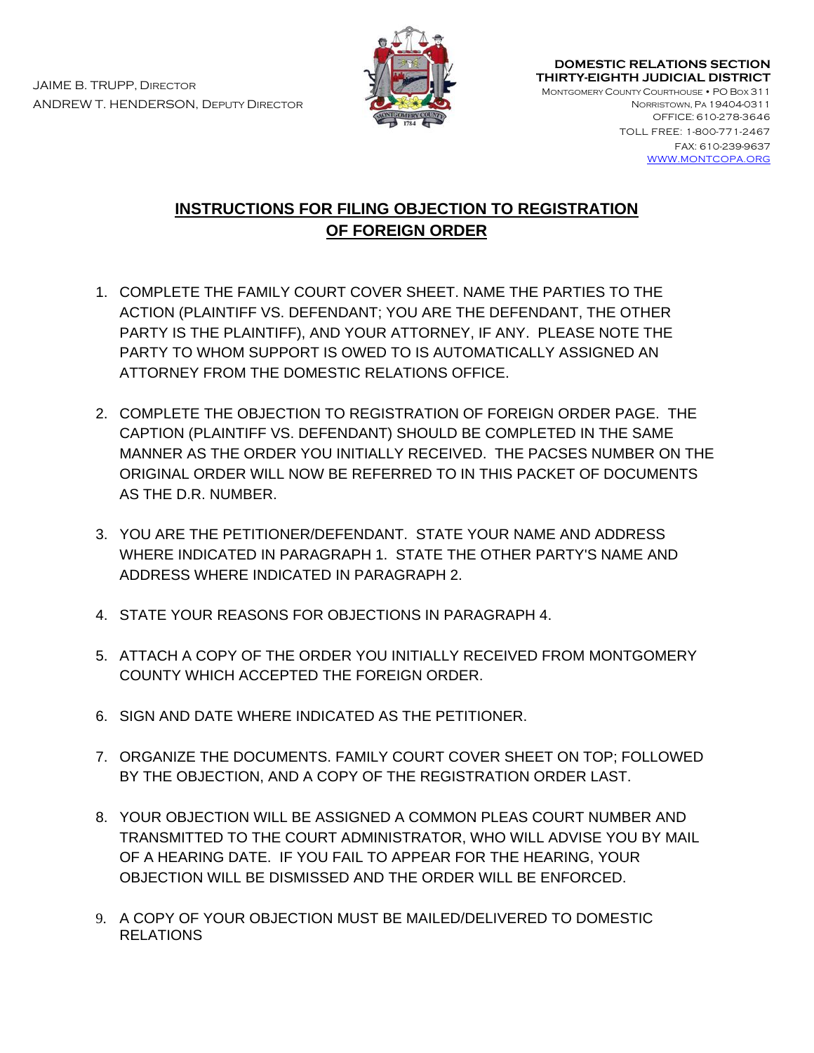JAIME B. TRUPP, DIRECTOR
ANDREW T. HENDERSON, DEPUTY DIRECTOR

**DOMESTIC RELATIONS SECTION**
**THIRTY-EIGHTH JUDICIAL DISTRICT**
MONTGOMERY COUNTY COURTHOUSE • PO BOX 311
NORRISTOWN, PA 19404-0311
OFFICE: 610-278-3646
TOLL FREE: 1-800-771-2467
FAX: 610-239-9637
WWW.MONTCOPA.ORG

# INSTRUCTIONS FOR FILING OBJECTION TO REGISTRATION OF FOREIGN ORDER

1. COMPLETE THE FAMILY COURT COVER SHEET. NAME THE PARTIES TO THE ACTION (PLAINTIFF VS. DEFENDANT; YOU ARE THE DEFENDANT, THE OTHER PARTY IS THE PLAINTIFF), AND YOUR ATTORNEY, IF ANY. PLEASE NOTE THE PARTY TO WHOM SUPPORT IS OWED TO IS AUTOMATICALLY ASSIGNED AN ATTORNEY FROM THE DOMESTIC RELATIONS OFFICE.

2. COMPLETE THE OBJECTION TO REGISTRATION OF FOREIGN ORDER PAGE. THE CAPTION (PLAINTIFF VS. DEFENDANT) SHOULD BE COMPLETED IN THE SAME MANNER AS THE ORDER YOU INITIALLY RECEIVED. THE PACSES NUMBER ON THE ORIGINAL ORDER WILL NOW BE REFERRED TO IN THIS PACKET OF DOCUMENTS AS THE D.R. NUMBER.

3. YOU ARE THE PETITIONER/DEFENDANT. STATE YOUR NAME AND ADDRESS WHERE INDICATED IN PARAGRAPH 1. STATE THE OTHER PARTY'S NAME AND ADDRESS WHERE INDICATED IN PARAGRAPH 2.

4. STATE YOUR REASONS FOR OBJECTIONS IN PARAGRAPH 4.

5. ATTACH A COPY OF THE ORDER YOU INITIALLY RECEIVED FROM MONTGOMERY COUNTY WHICH ACCEPTED THE FOREIGN ORDER.

6. SIGN AND DATE WHERE INDICATED AS THE PETITIONER.

7. ORGANIZE THE DOCUMENTS. FAMILY COURT COVER SHEET ON TOP; FOLLOWED BY THE OBJECTION, AND A COPY OF THE REGISTRATION ORDER LAST.

8. YOUR OBJECTION WILL BE ASSIGNED A COMMON PLEAS COURT NUMBER AND TRANSMITTED TO THE COURT ADMINISTRATOR, WHO WILL ADVISE YOU BY MAIL OF A HEARING DATE. IF YOU FAIL TO APPEAR FOR THE HEARING, YOUR OBJECTION WILL BE DISMISSED AND THE ORDER WILL BE ENFORCED.

9. A COPY OF YOUR OBJECTION MUST BE MAILED/DELIVERED TO DOMESTIC RELATIONS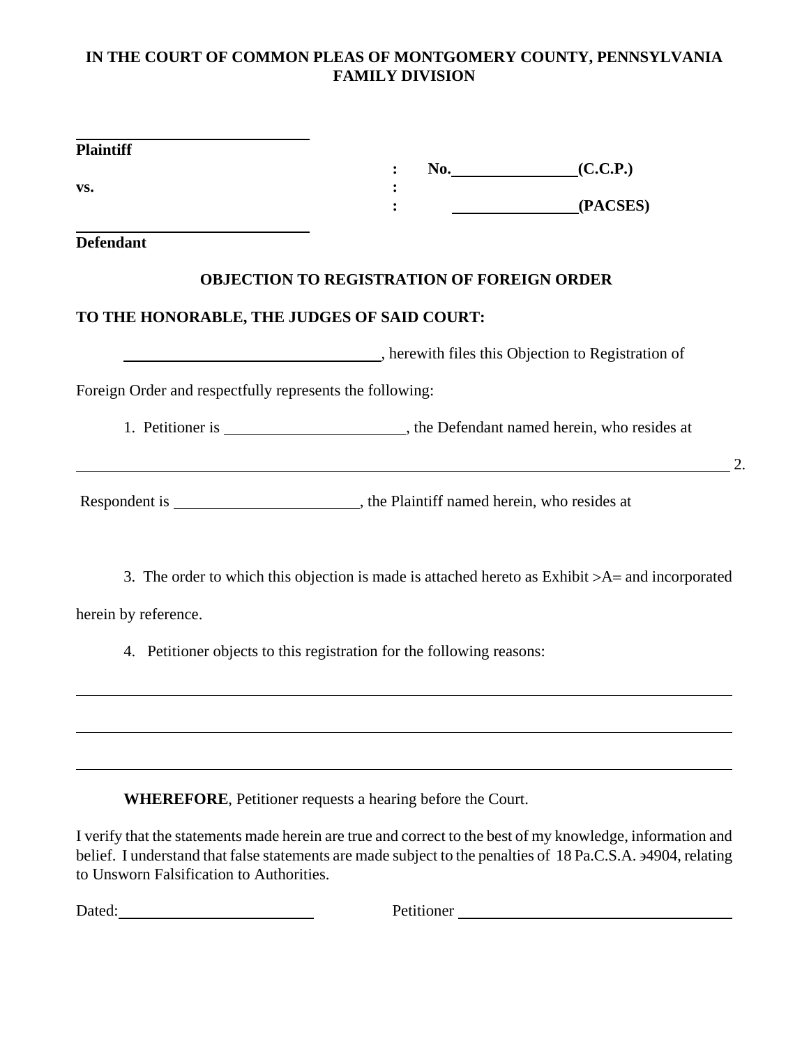**IN THE COURT OF COMMON PLEAS OF MONTGOMERY COUNTY, PENNSYLVANIA**
**FAMILY DIVISION**

______________________________
**Plaintiff**

| | | |
|---|---|---|
| | : | **No.______________(C.C.P.)** |
| **vs.** | : | |
| | : | **______________(PACSES)** |

______________________________
**Defendant**

## OBJECTION TO REGISTRATION OF FOREIGN ORDER

**TO THE HONORABLE, THE JUDGES OF SAID COURT:**

______________________________, herewith files this Objection to Registration of Foreign Order and respectfully represents the following:

1. Petitioner is ______________________, the Defendant named herein, who resides at ______________________________________________________________________________

2. Respondent is ______________________, the Plaintiff named herein, who resides at

3. The order to which this objection is made is attached hereto as Exhibit >A= and incorporated herein by reference.

4. Petitioner objects to this registration for the following reasons:

______________________________________________________________________________

______________________________________________________________________________

______________________________________________________________________________

**WHEREFORE**, Petitioner requests a hearing before the Court.

I verify that the statements made herein are true and correct to the best of my knowledge, information and belief. I understand that false statements are made subject to the penalties of 18 Pa.C.S.A. э4904, relating to Unsworn Falsification to Authorities.

Dated:______________________ Petitioner ________________________________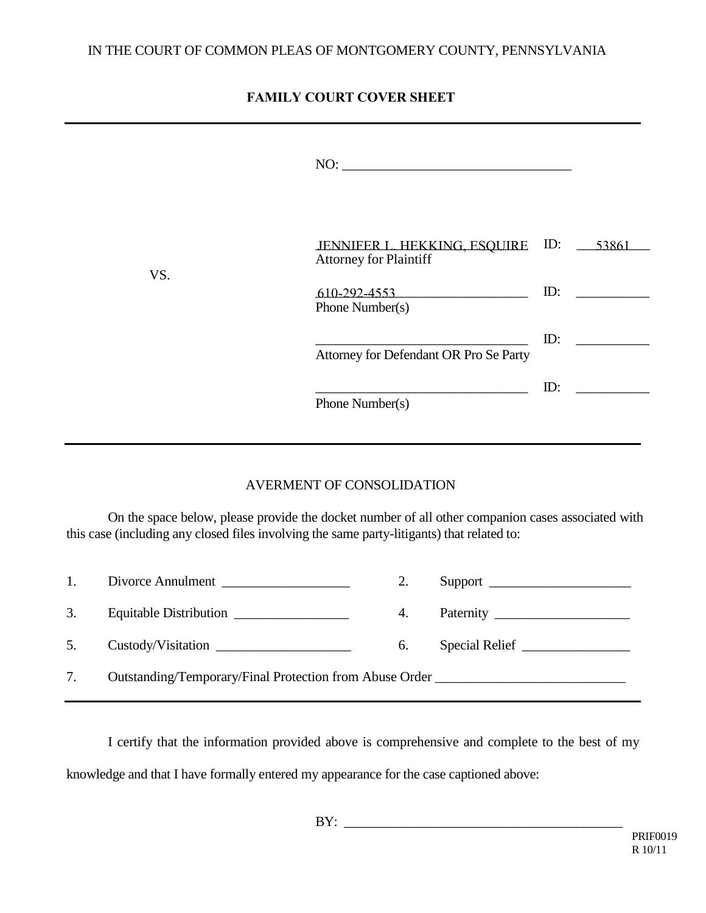IN THE COURT OF COMMON PLEAS OF MONTGOMERY COUNTY, PENNSYLVANIA

## FAMILY COURT COVER SHEET

---

NO: ___________________________________

VS.

JENNIFER L. HEKKING, ESQUIRE ID: 53861
Attorney for Plaintiff

610-292-4553 ID: __________
Phone Number(s)

_______________________________ ID: __________
Attorney for Defendant OR Pro Se Party

_______________________________ ID: __________
Phone Number(s)

---

AVERMENT OF CONSOLIDATION

On the space below, please provide the docket number of all other companion cases associated with this case (including any closed files involving the same party-litigants) that related to:

1. Divorce Annulment __________________
2. Support ____________________
3. Equitable Distribution ________________
4. Paternity ___________________
5. Custody/Visitation ___________________
6. Special Relief _______________
7. Outstanding/Temporary/Final Protection from Abuse Order ___________________________

---

I certify that the information provided above is comprehensive and complete to the best of my knowledge and that I have formally entered my appearance for the case captioned above:

BY: _________________________________________

PRIF0019
R 10/11